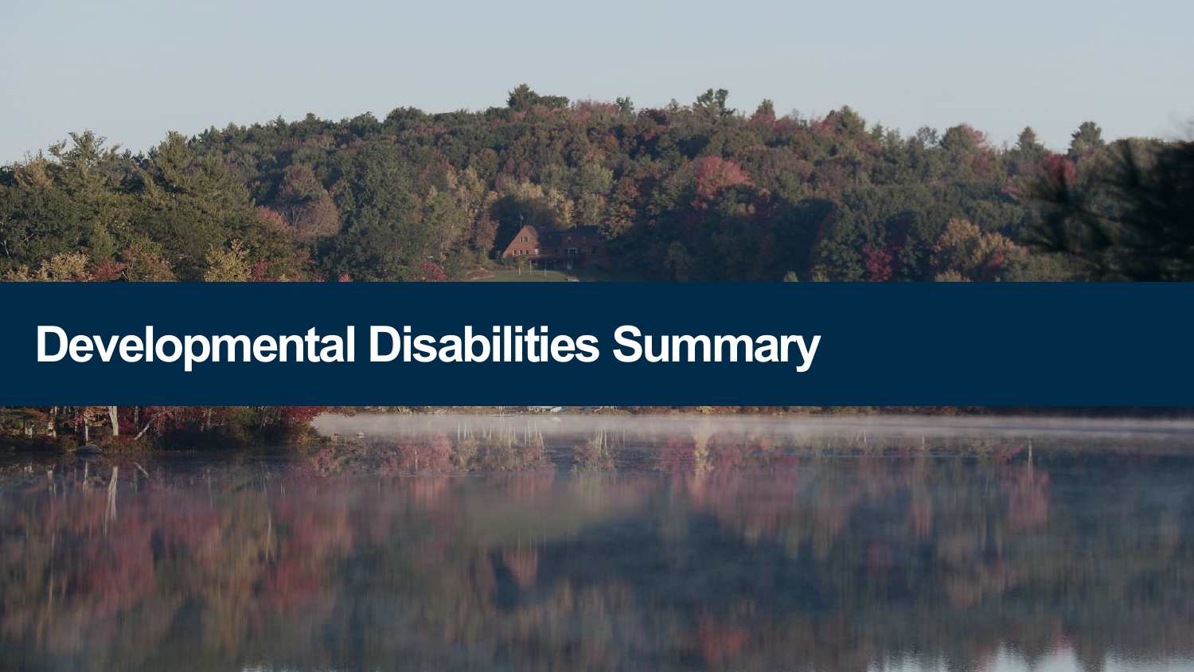# Developmental Disabilities Summary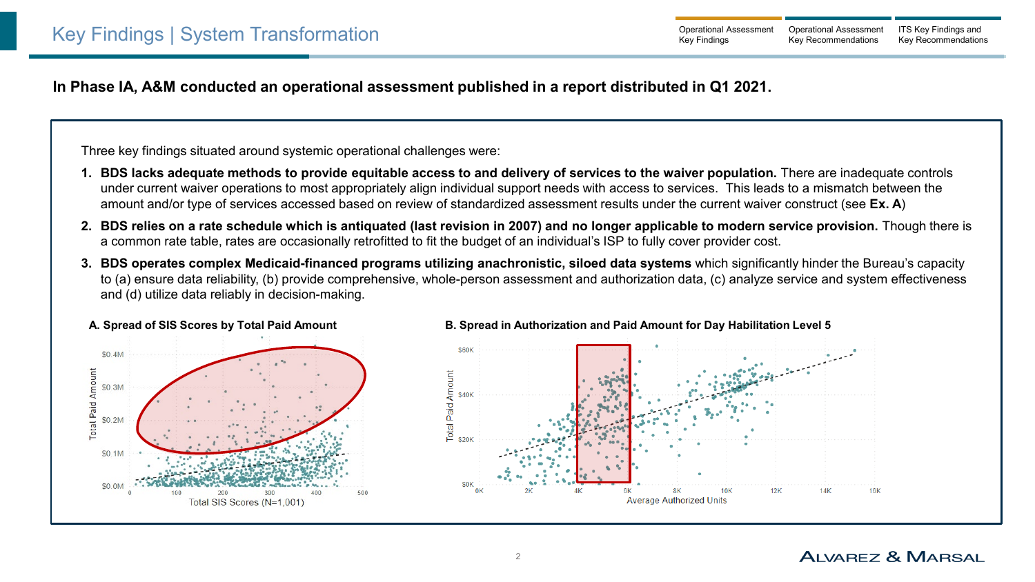# Key Findings | System Transformation

**In Phase IA, A&M conducted an operational assessment published in a report distributed in Q1 2021.**

Three key findings situated around systemic operational challenges were:

1. **BDS lacks adequate methods to provide equitable access to and delivery of services to the waiver population.** There are inadequate controls under current waiver operations to most appropriately align individual support needs with access to services. This leads to a mismatch between the amount and/or type of services accessed based on review of standardized assessment results under the current waiver construct (see **Ex. A**)
2. **BDS relies on a rate schedule which is antiquated (last revision in 2007) and no longer applicable to modern service provision.** Though there is a common rate table, rates are occasionally retrofitted to fit the budget of an individual's ISP to fully cover provider cost.
3. **BDS operates complex Medicaid-financed programs utilizing anachronistic, siloed data systems** which significantly hinder the Bureau's capacity to (a) ensure data reliability, (b) provide comprehensive, whole-person assessment and authorization data, (c) analyze service and system effectiveness and (d) utilize data reliably in decision-making.

**A. Spread of SIS Scores by Total Paid Amount**

**B. Spread in Authorization and Paid Amount for Day Habilitation Level 5**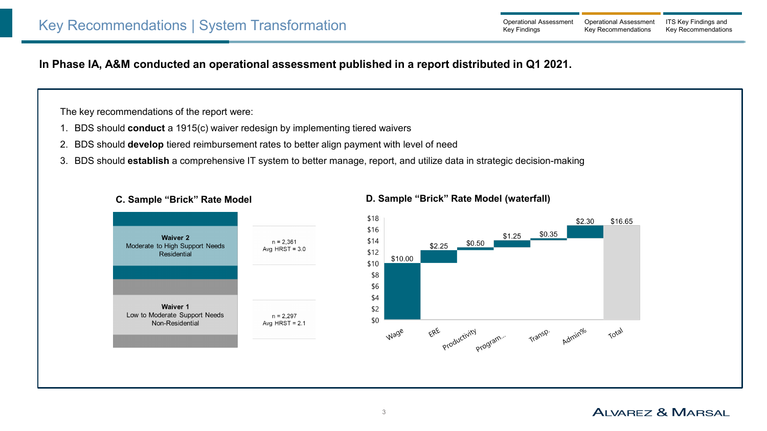# Key Recommendations | System Transformation

**In Phase IA, A&M conducted an operational assessment published in a report distributed in Q1 2021.**

The key recommendations of the report were:

1. BDS should **conduct** a 1915(c) waiver redesign by implementing tiered waivers
2. BDS should **develop** tiered reimbursement rates to better align payment with level of need
3. BDS should **establish** a comprehensive IT system to better manage, report, and utilize data in strategic decision-making

### C. Sample "Brick" Rate Model

| Waiver | Population |
|---|---|
| **Waiver 2** Moderate to High Support Needs Residential | n = 2,361 Avg HRST = 3.0 |
| **Waiver 1** Low to Moderate Support Needs Non-Residential | n = 2,297 Avg HRST = 2.1 |

### D. Sample "Brick" Rate Model (waterfall)

| Component | Amount |
|---|---|
| Wage | $10.00 |
| ERE | $2.25 |
| Productivity | $0.50 |
| Program... | $1.25 |
| Transp. | $0.35 |
| Admin% | $2.30 |
| Total | $16.65 |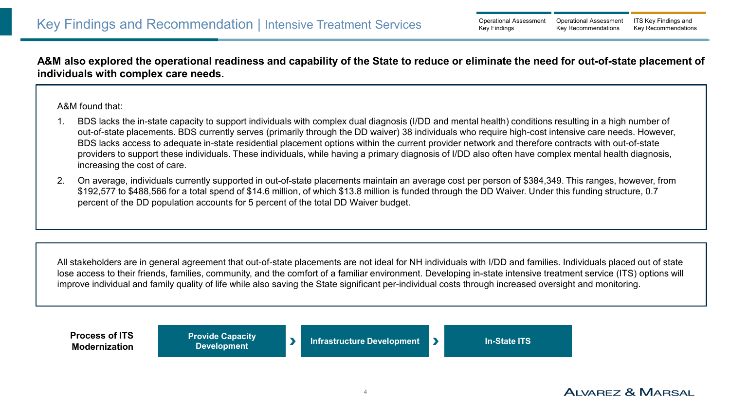# Key Findings and Recommendation | Intensive Treatment Services

Operational Assessment Key Findings | Operational Assessment Key Recommendations | ITS Key Findings and Key Recommendations

**A&M also explored the operational readiness and capability of the State to reduce or eliminate the need for out-of-state placement of individuals with complex care needs.**

A&M found that:

1. BDS lacks the in-state capacity to support individuals with complex dual diagnosis (I/DD and mental health) conditions resulting in a high number of out-of-state placements. BDS currently serves (primarily through the DD waiver) 38 individuals who require high-cost intensive care needs. However, BDS lacks access to adequate in-state residential placement options within the current provider network and therefore contracts with out-of-state providers to support these individuals. These individuals, while having a primary diagnosis of I/DD also often have complex mental health diagnosis, increasing the cost of care.
2. On average, individuals currently supported in out-of-state placements maintain an average cost per person of $384,349. This ranges, however, from $192,577 to $488,566 for a total spend of $14.6 million, of which $13.8 million is funded through the DD Waiver. Under this funding structure, 0.7 percent of the DD population accounts for 5 percent of the total DD Waiver budget.

All stakeholders are in general agreement that out-of-state placements are not ideal for NH individuals with I/DD and families. Individuals placed out of state lose access to their friends, families, community, and the comfort of a familiar environment. Developing in-state intensive treatment service (ITS) options will improve individual and family quality of life while also saving the State significant per-individual costs through increased oversight and monitoring.

**Process of ITS Modernization**

**Provide Capacity Development** › **Infrastructure Development** › **In-State ITS**